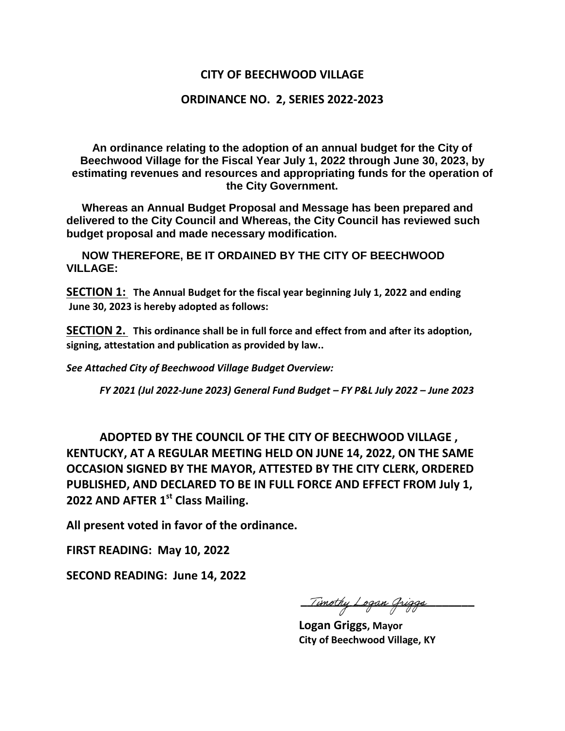# CITY OF BEECHWOOD VILLAGE

## ORDINANCE NO. 2, SERIES 2022-2023

**An ordinance relating to the adoption of an annual budget for the City of Beechwood Village for the Fiscal Year July 1, 2022 through June 30, 2023, by estimating revenues and resources and appropriating funds for the operation of the City Government.**

**Whereas an Annual Budget Proposal and Message has been prepared and delivered to the City Council and Whereas, the City Council has reviewed such budget proposal and made necessary modification.**

**NOW THEREFORE, BE IT ORDAINED BY THE CITY OF BEECHWOOD VILLAGE:**

**SECTION 1:** **The Annual Budget for the fiscal year beginning July 1, 2022 and ending June 30, 2023 is hereby adopted as follows:**

**SECTION 2.** **This ordinance shall be in full force and effect from and after its adoption, signing, attestation and publication as provided by law..**

***See Attached City of Beechwood Village Budget Overview:***

***FY 2021 (Jul 2022-June 2023) General Fund Budget – FY P&L July 2022 – June 2023***

**ADOPTED BY THE COUNCIL OF THE CITY OF BEECHWOOD VILLAGE , KENTUCKY, AT A REGULAR MEETING HELD ON JUNE 14, 2022, ON THE SAME OCCASION SIGNED BY THE MAYOR, ATTESTED BY THE CITY CLERK, ORDERED PUBLISHED, AND DECLARED TO BE IN FULL FORCE AND EFFECT FROM July 1, 2022 AND AFTER 1st Class Mailing.**

**All present voted in favor of the ordinance.**

**FIRST READING: May 10, 2022**

**SECOND READING: June 14, 2022**

Timothy Logan Griggs

**Logan Griggs, Mayor**
**City of Beechwood Village, KY**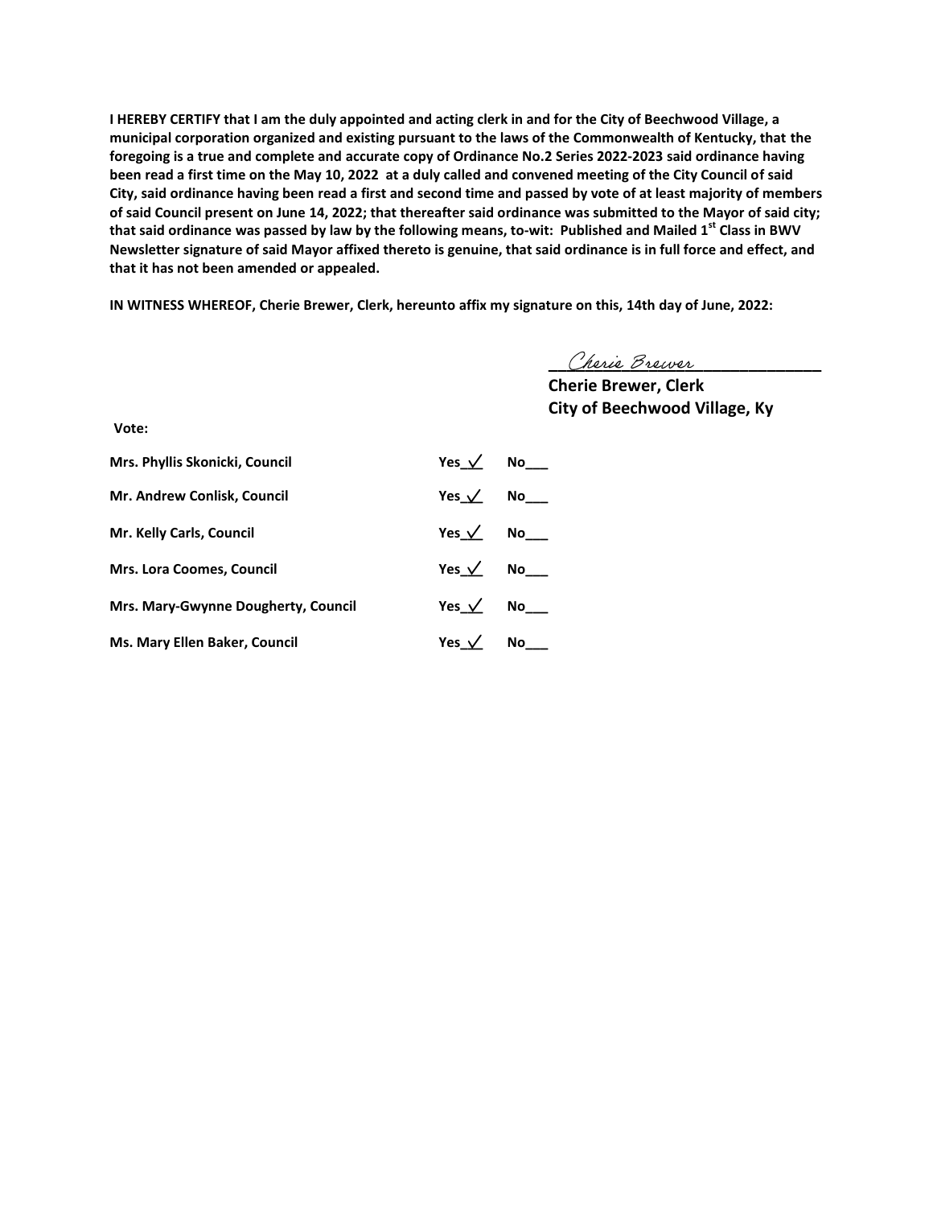**I HEREBY CERTIFY that I am the duly appointed and acting clerk in and for the City of Beechwood Village, a municipal corporation organized and existing pursuant to the laws of the Commonwealth of Kentucky, that the foregoing is a true and complete and accurate copy of Ordinance No.2 Series 2022-2023 said ordinance having been read a first time on the May 10, 2022 at a duly called and convened meeting of the City Council of said City, said ordinance having been read a first and second time and passed by vote of at least majority of members of said Council present on June 14, 2022; that thereafter said ordinance was submitted to the Mayor of said city; that said ordinance was passed by law by the following means, to-wit: Published and Mailed 1st Class in BWV Newsletter signature of said Mayor affixed thereto is genuine, that said ordinance is in full force and effect, and that it has not been amended or appealed.**

**IN WITNESS WHEREOF, Cherie Brewer, Clerk, hereunto affix my signature on this, 14th day of June, 2022:**

Cherie Brewer

**Cherie Brewer, Clerk**
**City of Beechwood Village, Ky**

**Vote:**

| | Yes | No |
|---|---|---|
| **Mrs. Phyllis Skonicki, Council** | ✓ | |
| **Mr. Andrew Conlisk, Council** | ✓ | |
| **Mr. Kelly Carls, Council** | ✓ | |
| **Mrs. Lora Coomes, Council** | ✓ | |
| **Mrs. Mary-Gwynne Dougherty, Council** | ✓ | |
| **Ms. Mary Ellen Baker, Council** | ✓ | |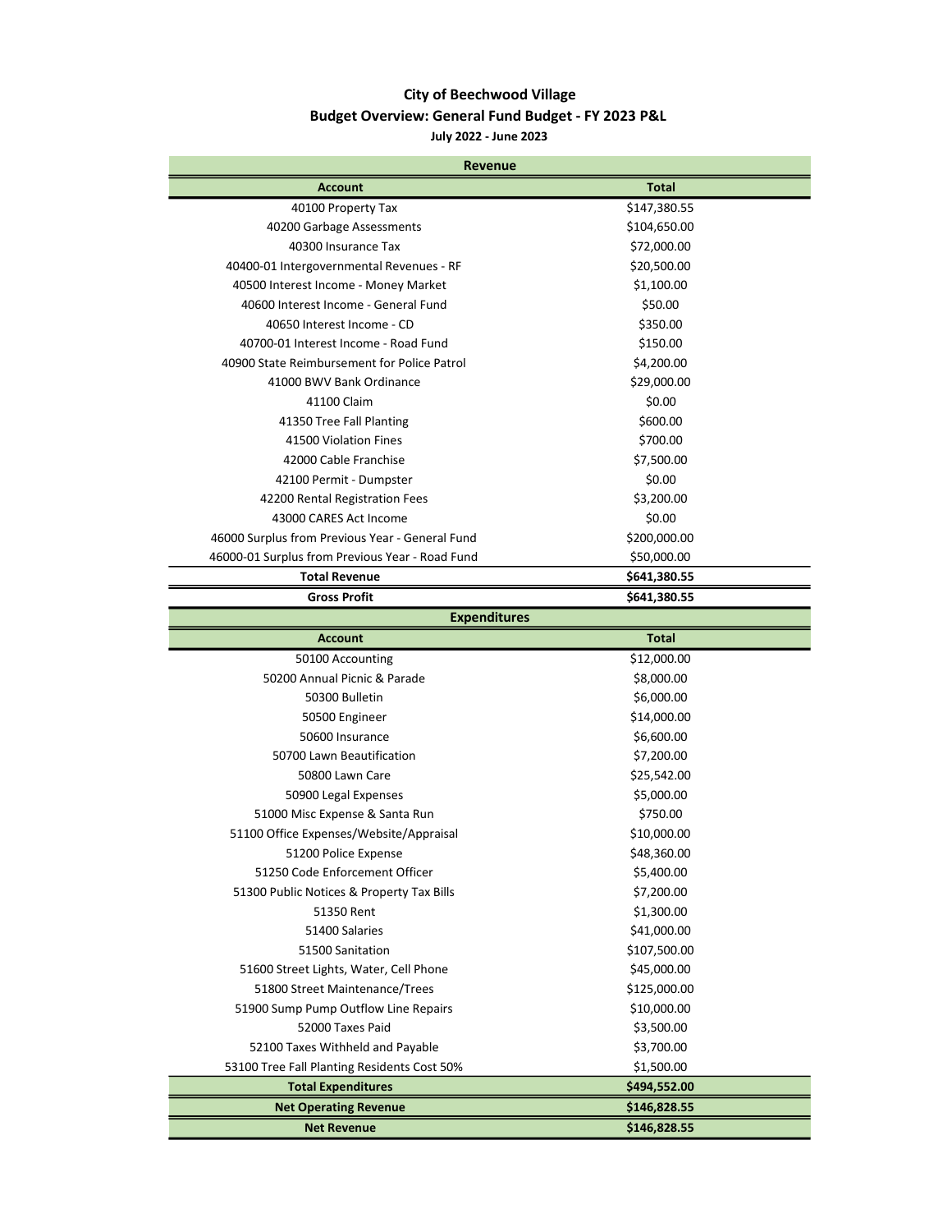# City of Beechwood Village

## Budget Overview: General Fund Budget - FY 2023 P&L

**July 2022 - June 2023**

| Account | Total |
|---|---|
| **Revenue** | |
| 40100 Property Tax | $147,380.55 |
| 40200 Garbage Assessments | $104,650.00 |
| 40300 Insurance Tax | $72,000.00 |
| 40400-01 Intergovernmental Revenues - RF | $20,500.00 |
| 40500 Interest Income - Money Market | $1,100.00 |
| 40600 Interest Income - General Fund | $50.00 |
| 40650 Interest Income - CD | $350.00 |
| 40700-01 Interest Income - Road Fund | $150.00 |
| 40900 State Reimbursement for Police Patrol | $4,200.00 |
| 41000 BWV Bank Ordinance | $29,000.00 |
| 41100 Claim | $0.00 |
| 41350 Tree Fall Planting | $600.00 |
| 41500 Violation Fines | $700.00 |
| 42000 Cable Franchise | $7,500.00 |
| 42100 Permit - Dumpster | $0.00 |
| 42200 Rental Registration Fees | $3,200.00 |
| 43000 CARES Act Income | $0.00 |
| 46000 Surplus from Previous Year - General Fund | $200,000.00 |
| 46000-01 Surplus from Previous Year - Road Fund | $50,000.00 |
| **Total Revenue** | **$641,380.55** |
| **Gross Profit** | **$641,380.55** |

| Account | Total |
|---|---|
| **Expenditures** | |
| 50100 Accounting | $12,000.00 |
| 50200 Annual Picnic & Parade | $8,000.00 |
| 50300 Bulletin | $6,000.00 |
| 50500 Engineer | $14,000.00 |
| 50600 Insurance | $6,600.00 |
| 50700 Lawn Beautification | $7,200.00 |
| 50800 Lawn Care | $25,542.00 |
| 50900 Legal Expenses | $5,000.00 |
| 51000 Misc Expense & Santa Run | $750.00 |
| 51100 Office Expenses/Website/Appraisal | $10,000.00 |
| 51200 Police Expense | $48,360.00 |
| 51250 Code Enforcement Officer | $5,400.00 |
| 51300 Public Notices & Property Tax Bills | $7,200.00 |
| 51350 Rent | $1,300.00 |
| 51400 Salaries | $41,000.00 |
| 51500 Sanitation | $107,500.00 |
| 51600 Street Lights, Water, Cell Phone | $45,000.00 |
| 51800 Street Maintenance/Trees | $125,000.00 |
| 51900 Sump Pump Outflow Line Repairs | $10,000.00 |
| 52000 Taxes Paid | $3,500.00 |
| 52100 Taxes Withheld and Payable | $3,700.00 |
| 53100 Tree Fall Planting Residents Cost 50% | $1,500.00 |
| **Total Expenditures** | **$494,552.00** |
| **Net Operating Revenue** | **$146,828.55** |
| **Net Revenue** | **$146,828.55** |